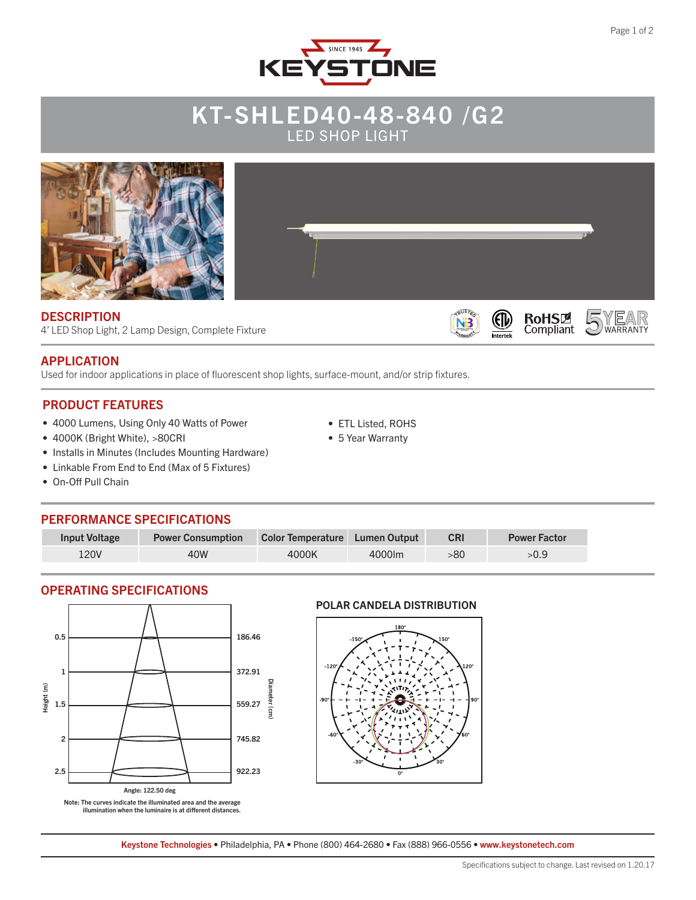# KT-SHLED40-48-840 /G2

## LED SHOP LIGHT

## DESCRIPTION

4' LED Shop Light, 2 Lamp Design, Complete Fixture

## APPLICATION

Used for indoor applications in place of fluorescent shop lights, surface-mount, and/or strip fixtures.

## PRODUCT FEATURES

- 4000 Lumens, Using Only 40 Watts of Power
- 4000K (Bright White), >80CRI
- Installs in Minutes (Includes Mounting Hardware)
- Linkable From End to End (Max of 5 Fixtures)
- On-Off Pull Chain
- ETL Listed, ROHS
- 5 Year Warranty

## PERFORMANCE SPECIFICATIONS

| Input Voltage | Power Consumption | Color Temperature | Lumen Output | CRI | Power Factor |
|---|---|---|---|---|---|
| 120V | 40W | 4000K | 4000lm | >80 | >0.9 |

## OPERATING SPECIFICATIONS

| Height (m) | Diameter (cm) |
|---|---|
| 0.5 | 186.46 |
| 1 | 372.91 |
| 1.5 | 559.27 |
| 2 | 745.82 |
| 2.5 | 922.23 |

Angle: 122.50 deg

Note: The curves indicate the illuminated area and the average illumination when the luminaire is at different distances.

### POLAR CANDELA DISTRIBUTION

Keystone Technologies • Philadelphia, PA • Phone (800) 464-2680 • Fax (888) 966-0556 • www.keystonetech.com

Specifications subject to change. Last revised on 1.20.17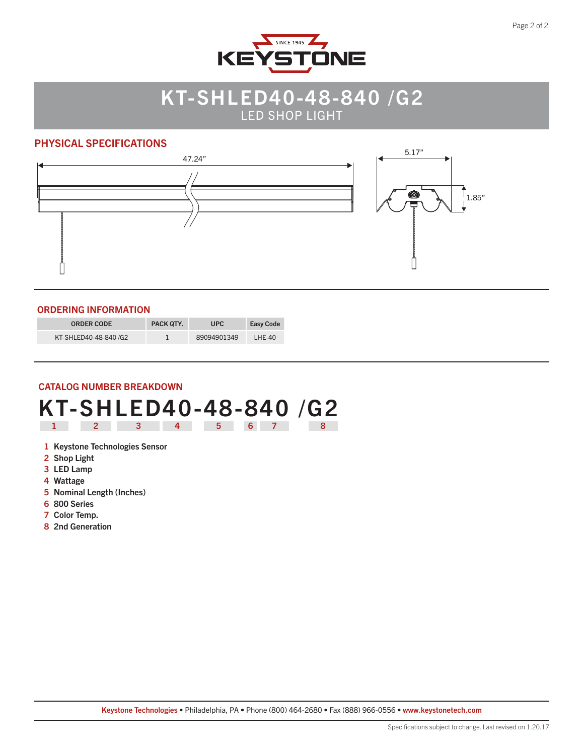# KT-SHLED40-48-840 /G2

LED SHOP LIGHT

## PHYSICAL SPECIFICATIONS

47.24"

5.17"

1.85"

## ORDERING INFORMATION

| ORDER CODE | PACK QTY. | UPC | Easy Code |
|---|---|---|---|
| KT-SHLED40-48-840 /G2 | 1 | 89094901349 | LHE-40 |

## CATALOG NUMBER BREAKDOWN

**KT-SHLED40-48-840 /G2**

1 2 3 4 5 6 7 8

1. Keystone Technologies Sensor
2. Shop Light
3. LED Lamp
4. Wattage
5. Nominal Length (Inches)
6. 800 Series
7. Color Temp.
8. 2nd Generation

**Keystone Technologies** • Philadelphia, PA • Phone (800) 464-2680 • Fax (888) 966-0556 • **www.keystonetech.com**

Specifications subject to change. Last revised on 1.20.17